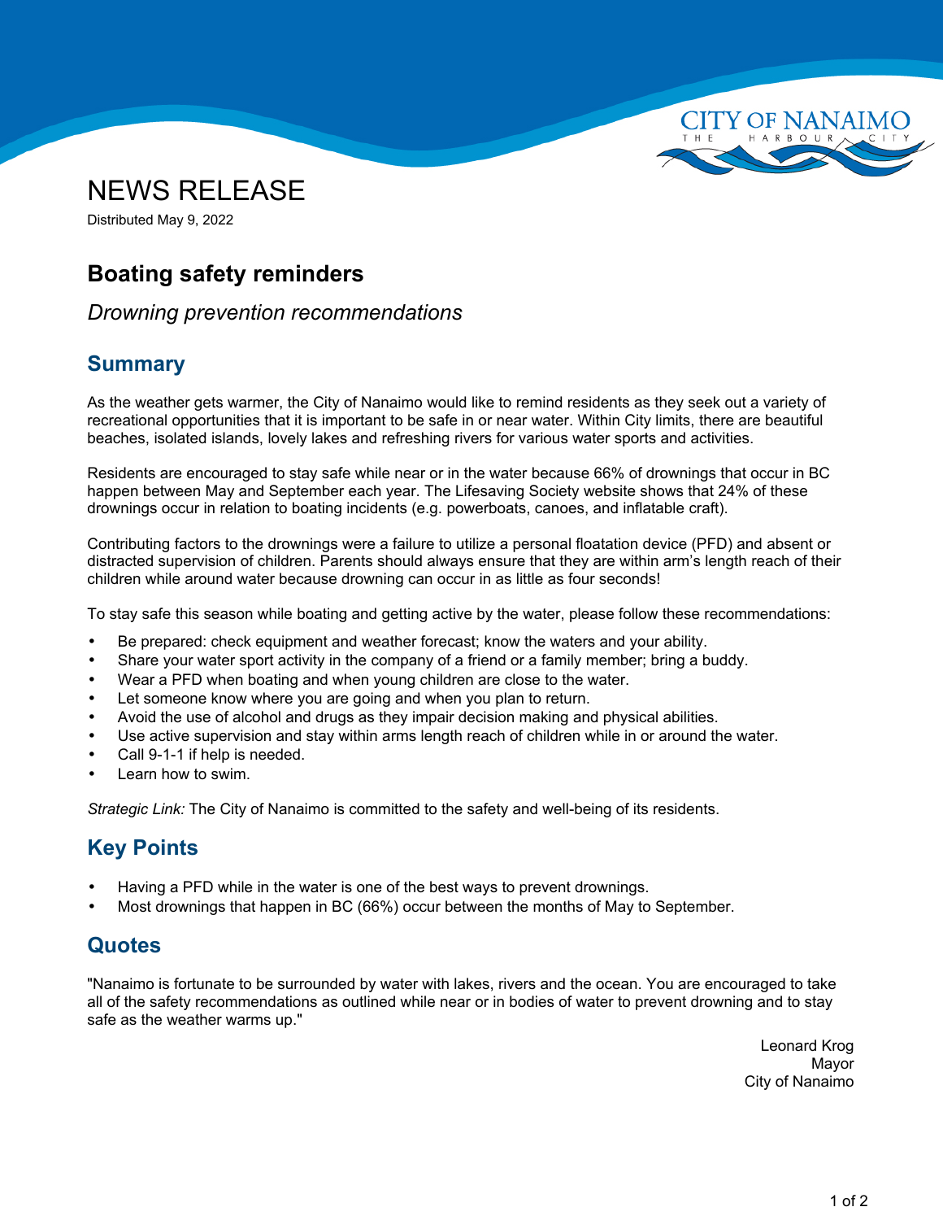# NEWS RELEASE

Distributed May 9, 2022

## Boating safety reminders

*Drowning prevention recommendations*

### Summary

As the weather gets warmer, the City of Nanaimo would like to remind residents as they seek out a variety of recreational opportunities that it is important to be safe in or near water. Within City limits, there are beautiful beaches, isolated islands, lovely lakes and refreshing rivers for various water sports and activities.

Residents are encouraged to stay safe while near or in the water because 66% of drownings that occur in BC happen between May and September each year. The Lifesaving Society website shows that 24% of these drownings occur in relation to boating incidents (e.g. powerboats, canoes, and inflatable craft).

Contributing factors to the drownings were a failure to utilize a personal floatation device (PFD) and absent or distracted supervision of children. Parents should always ensure that they are within arm's length reach of their children while around water because drowning can occur in as little as four seconds!

To stay safe this season while boating and getting active by the water, please follow these recommendations:

- Be prepared: check equipment and weather forecast; know the waters and your ability.
- Share your water sport activity in the company of a friend or a family member; bring a buddy.
- Wear a PFD when boating and when young children are close to the water.
- Let someone know where you are going and when you plan to return.
- Avoid the use of alcohol and drugs as they impair decision making and physical abilities.
- Use active supervision and stay within arms length reach of children while in or around the water.
- Call 9-1-1 if help is needed.
- Learn how to swim.

*Strategic Link:* The City of Nanaimo is committed to the safety and well-being of its residents.

### Key Points

- Having a PFD while in the water is one of the best ways to prevent drownings.
- Most drownings that happen in BC (66%) occur between the months of May to September.

### Quotes

"Nanaimo is fortunate to be surrounded by water with lakes, rivers and the ocean. You are encouraged to take all of the safety recommendations as outlined while near or in bodies of water to prevent drowning and to stay safe as the weather warms up."

Leonard Krog
Mayor
City of Nanaimo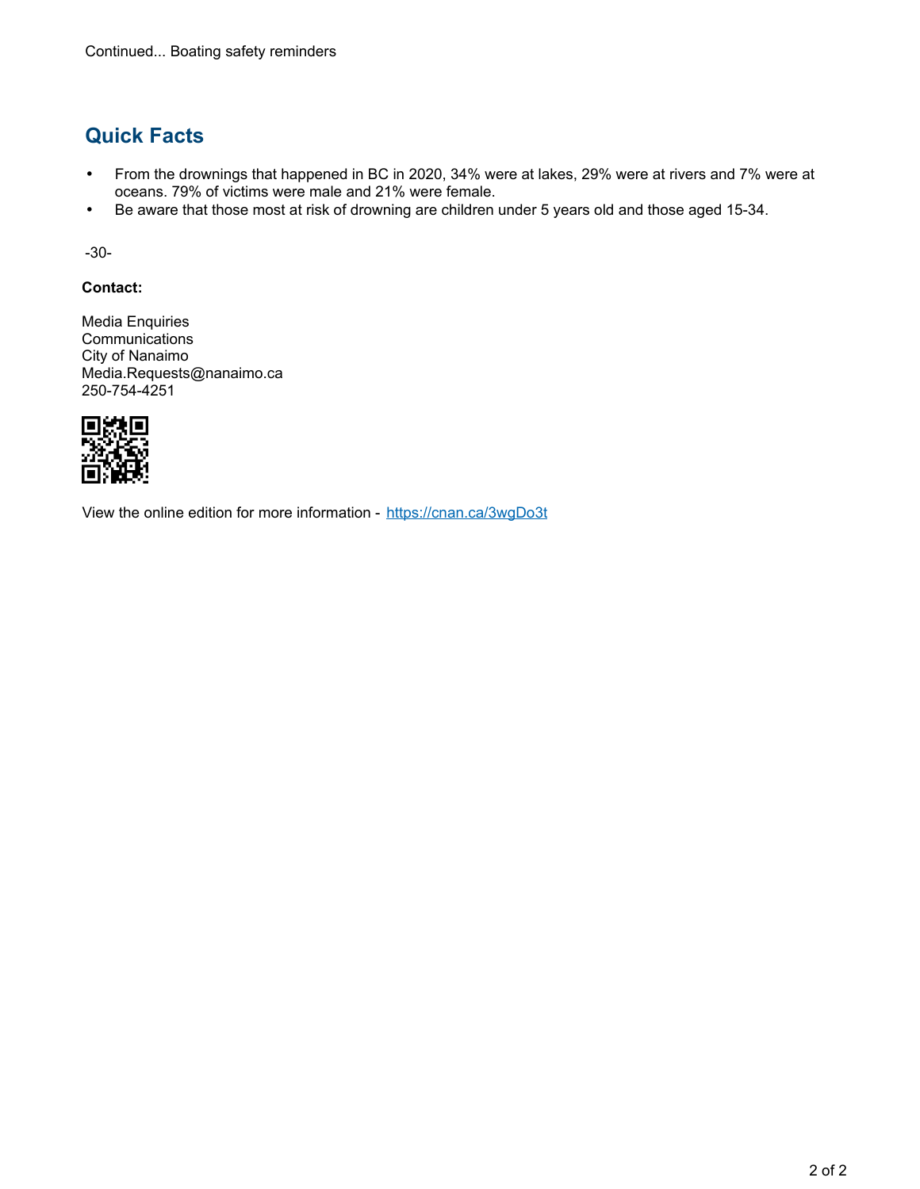Continued... Boating safety reminders

## Quick Facts

- From the drownings that happened in BC in 2020, 34% were at lakes, 29% were at rivers and 7% were at oceans. 79% of victims were male and 21% were female.
- Be aware that those most at risk of drowning are children under 5 years old and those aged 15-34.

-30-

**Contact:**

Media Enquiries
Communications
City of Nanaimo
Media.Requests@nanaimo.ca
250-754-4251

View the online edition for more information - https://cnan.ca/3wgDo3t